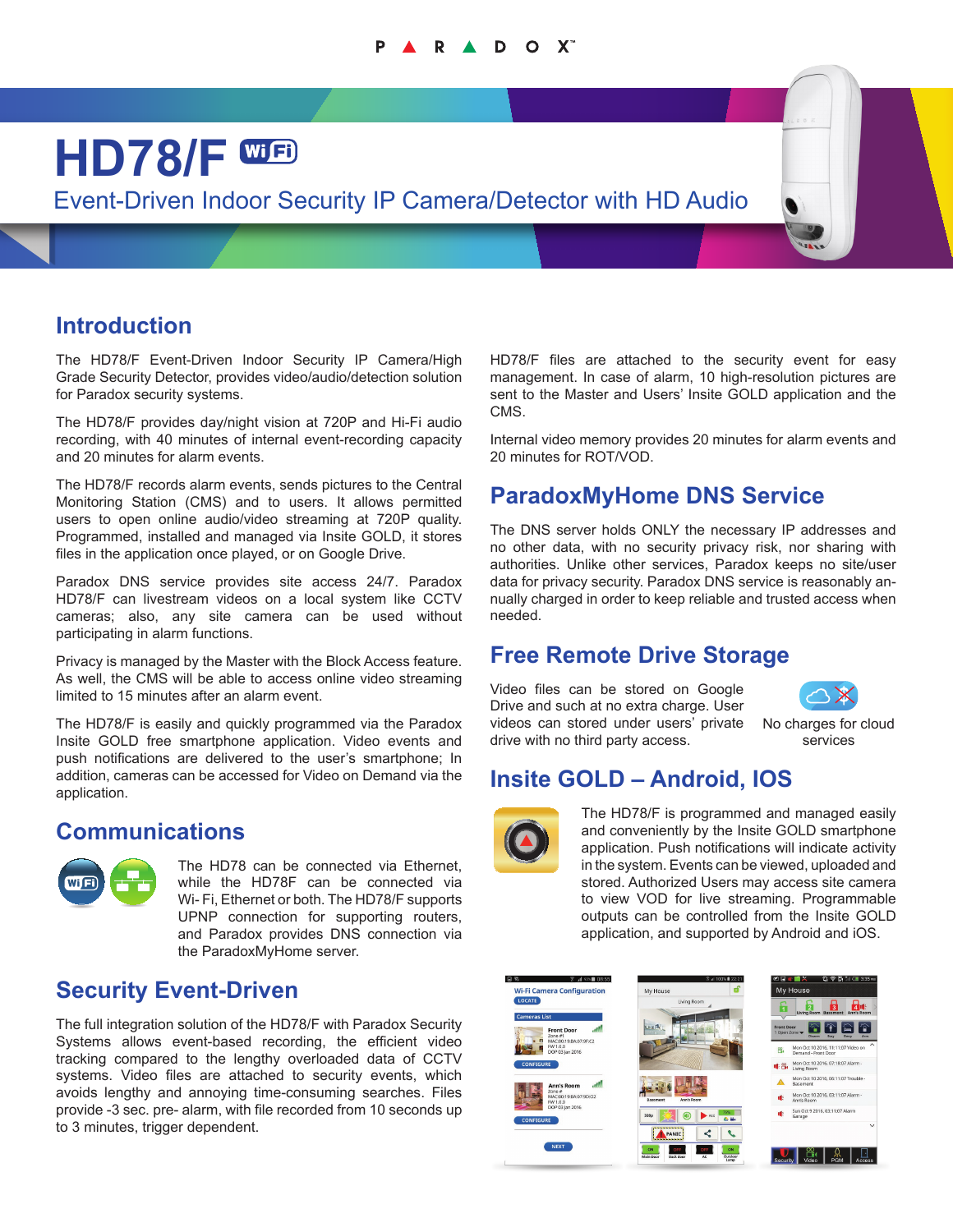# HD78/F

## Event-Driven Indoor Security IP Camera/Detector with HD Audio

## Introduction

The HD78/F Event-Driven Indoor Security IP Camera/High Grade Security Detector, provides video/audio/detection solution for Paradox security systems.

The HD78/F provides day/night vision at 720P and Hi-Fi audio recording, with 40 minutes of internal event-recording capacity and 20 minutes for alarm events.

The HD78/F records alarm events, sends pictures to the Central Monitoring Station (CMS) and to users. It allows permitted users to open online audio/video streaming at 720P quality. Programmed, installed and managed via Insite GOLD, it stores files in the application once played, or on Google Drive.

Paradox DNS service provides site access 24/7. Paradox HD78/F can livestream videos on a local system like CCTV cameras; also, any site camera can be used without participating in alarm functions.

Privacy is managed by the Master with the Block Access feature. As well, the CMS will be able to access online video streaming limited to 15 minutes after an alarm event.

The HD78/F is easily and quickly programmed via the Paradox Insite GOLD free smartphone application. Video events and push notifications are delivered to the user's smartphone; In addition, cameras can be accessed for Video on Demand via the application.

## Communications

The HD78 can be connected via Ethernet, while the HD78F can be connected via Wi- Fi, Ethernet or both. The HD78/F supports UPNP connection for supporting routers, and Paradox provides DNS connection via the ParadoxMyHome server.

## Security Event-Driven

The full integration solution of the HD78/F with Paradox Security Systems allows event-based recording, the efficient video tracking compared to the lengthy overloaded data of CCTV systems. Video files are attached to security events, which avoids lengthy and annoying time-consuming searches. Files provide -3 sec. pre- alarm, with file recorded from 10 seconds up to 3 minutes, trigger dependent.

HD78/F files are attached to the security event for easy management. In case of alarm, 10 high-resolution pictures are sent to the Master and Users' Insite GOLD application and the CMS.

Internal video memory provides 20 minutes for alarm events and 20 minutes for ROT/VOD.

## ParadoxMyHome DNS Service

The DNS server holds ONLY the necessary IP addresses and no other data, with no security privacy risk, nor sharing with authorities. Unlike other services, Paradox keeps no site/user data for privacy security. Paradox DNS service is reasonably annually charged in order to keep reliable and trusted access when needed.

## Free Remote Drive Storage

Video files can be stored on Google Drive and such at no extra charge. User videos can stored under users' private drive with no third party access.

No charges for cloud services

## Insite GOLD – Android, IOS

The HD78/F is programmed and managed easily and conveniently by the Insite GOLD smartphone application. Push notifications will indicate activity in the system. Events can be viewed, uploaded and stored. Authorized Users may access site camera to view VOD for live streaming. Programmable outputs can be controlled from the Insite GOLD application, and supported by Android and iOS.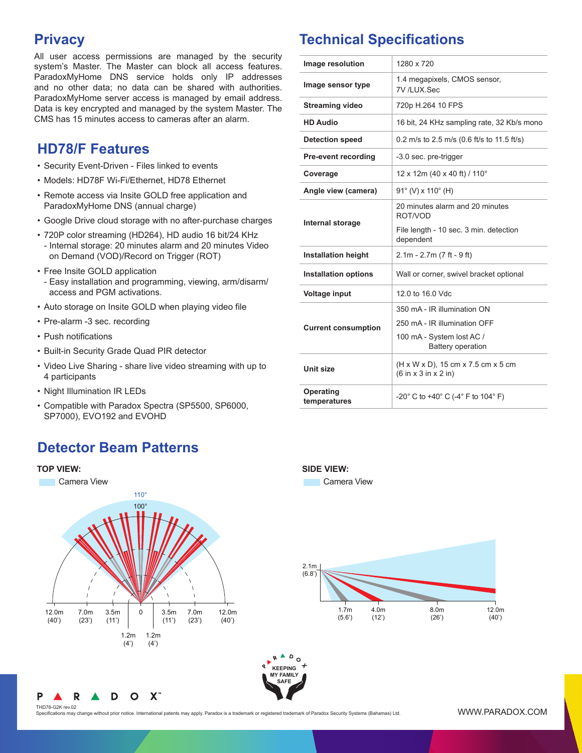## Privacy

All user access permissions are managed by the security system's Master. The Master can block all access features. ParadoxMyHome DNS service holds only IP addresses and no other data; no data can be shared with authorities. ParadoxMyHome server access is managed by email address. Data is key encrypted and managed by the system Master. The CMS has 15 minutes access to cameras after an alarm.

## HD78/F Features

- Security Event-Driven - Files linked to events
- Models: HD78F Wi-Fi/Ethernet, HD78 Ethernet
- Remote access via Insite GOLD free application and ParadoxMyHome DNS (annual charge)
- Google Drive cloud storage with no after-purchase charges
- 720P color streaming (HD264), HD audio 16 bit/24 KHz
  - Internal storage: 20 minutes alarm and 20 minutes Video on Demand (VOD)/Record on Trigger (ROT)
- Free Insite GOLD application
  - Easy installation and programming, viewing, arm/disarm/ access and PGM activations.
- Auto storage on Insite GOLD when playing video file
- Pre-alarm -3 sec. recording
- Push notifications
- Built-in Security Grade Quad PIR detector
- Video Live Sharing - share live video streaming with up to 4 participants
- Night Illumination IR LEDs
- Compatible with Paradox Spectra (SP5500, SP6000, SP7000), EVO192 and EVOHD

## Technical Specifications

| | |
|---|---|
| **Image resolution** | 1280 x 720 |
| **Image sensor type** | 1.4 megapixels, CMOS sensor, 7V /LUX.Sec |
| **Streaming video** | 720p H.264 10 FPS |
| **HD Audio** | 16 bit, 24 KHz sampling rate, 32 Kb/s mono |
| **Detection speed** | 0.2 m/s to 2.5 m/s (0.6 ft/s to 11.5 ft/s) |
| **Pre-event recording** | -3.0 sec. pre-trigger |
| **Coverage** | 12 x 12m (40 x 40 ft) / 110° |
| **Angle view (camera)** | 91° (V) x 110° (H) |
| **Internal storage** | 20 minutes alarm and 20 minutes ROT/VOD<br>File length - 10 sec. 3 min. detection dependent |
| **Installation height** | 2.1m - 2.7m (7 ft - 9 ft) |
| **Installation options** | Wall or corner, swivel bracket optional |
| **Voltage input** | 12.0 to 16.0 Vdc |
| **Current consumption** | 350 mA - IR illumination ON<br>250 mA - IR illumination OFF<br>100 mA - System lost AC / Battery operation |
| **Unit size** | (H x W x D), 15 cm x 7.5 cm x 5 cm (6 in x 3 in x 2 in) |
| **Operating temperatures** | -20° C to +40° C (-4° F to 104° F) |

## Detector Beam Patterns

**TOP VIEW:**

Camera View

110°
100°
12.0m (40') 7.0m (23') 3.5m (11') 0 3.5m (11') 7.0m (23') 12.0m (40')
1.2m (4') 1.2m (4')

**SIDE VIEW:**

Camera View

2.1m (6.8')
1.7m (5.6') 4.0m (12') 8.0m (26') 12.0m (40')

KEEPING MY FAMILY SAFE

THD78-G2K rev.02
Specifications may change without prior notice. International patents may apply. Paradox is a trademark or registered trademark of Paradox Security Systems (Bahamas) Ltd.

WWW.PARADOX.COM